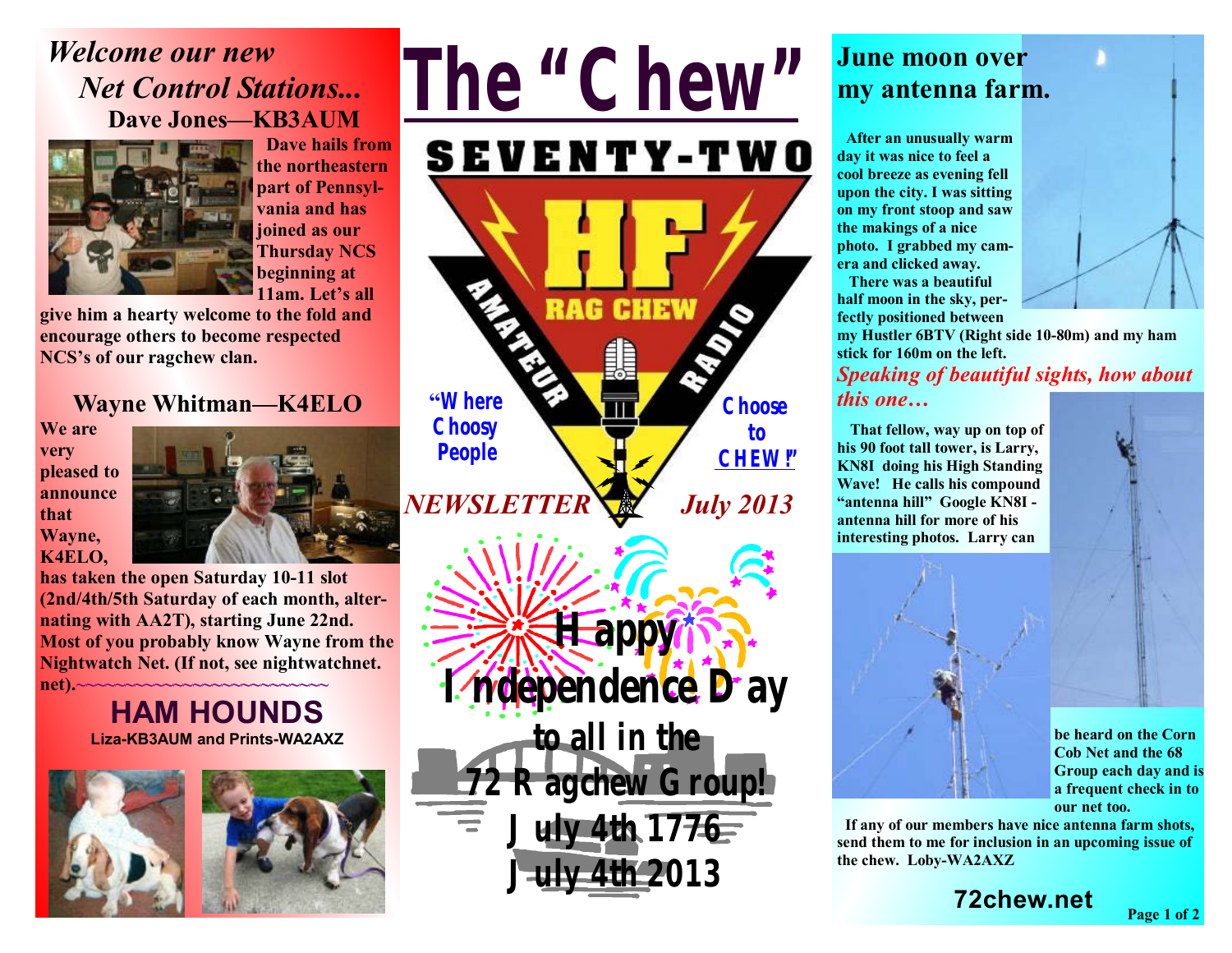# The "Chew"

SEVENTY-TWO

HF AMATEUR RADIO RAG CHEW

"Where Choosy People Choose to CHEW!"

*NEWSLETTER* *July 2013*

## *Welcome our new Net Control Stations...*

### Dave Jones—KB3AUM

**Dave hails from the northeastern part of Pennsylvania and has joined as our Thursday NCS beginning at 11am. Let's all give him a hearty welcome to the fold and encourage others to become respected NCS's of our ragchew clan.**

### Wayne Whitman—K4ELO

**We are very pleased to announce that Wayne, K4ELO, has taken the open Saturday 10-11 slot (2nd/4th/5th Saturday of each month, alternating with AA2T), starting June 22nd. Most of you probably know Wayne from the Nightwatch Net. (If not, see nightwatchnet.net).**

## HAM HOUNDS

**Liza-KB3AUM and Prints-WA2AXZ**

## Happy Independence Day to all in the 72 Ragchew Group!

**July 4th 1776**

**July 4th 2013**

## June moon over my antenna farm.

**After an unusually warm day it was nice to feel a cool breeze as evening fell upon the city. I was sitting on my front stoop and saw the makings of a nice photo. I grabbed my camera and clicked away.**

**There was a beautiful half moon in the sky, perfectly positioned between my Hustler 6BTV (Right side 10-80m) and my ham stick for 160m on the left.**

***Speaking of beautiful sights, how about this one…***

**That fellow, way up on top of his 90 foot tall tower, is Larry, KN8I doing his High Standing Wave! He calls his compound "antenna hill" Google KN8I - antenna hill for more of his interesting photos. Larry can be heard on the Corn Cob Net and the 68 Group each day and is a frequent check in to our net too.**

**If any of our members have nice antenna farm shots, send them to me for inclusion in an upcoming issue of the chew. Loby-WA2AXZ**

**72chew.net**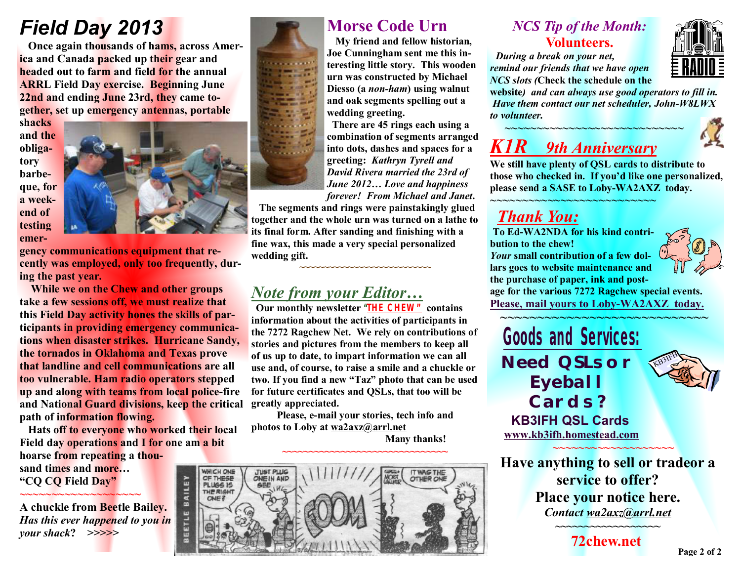# Field Day 2013

**Once again thousands of hams, across America and Canada packed up their gear and headed out to farm and field for the annual ARRL Field Day exercise. Beginning June 22nd and ending June 23rd, they came together, set up emergency antennas, portable shacks and the obligatory barbeque, for a weekend of testing emergency communications equipment that recently was employed, only too frequently, during the past year.**

**While we on the Chew and other groups take a few sessions off, we must realize that this Field Day activity hones the skills of participants in providing emergency communications when disaster strikes. Hurricane Sandy, the tornados in Oklahoma and Texas prove that landline and cell communications are all too vulnerable. Ham radio operators stepped up and along with teams from local police-fire and National Guard divisions, keep the critical path of information flowing.**

**Hats off to everyone who worked their local Field day operations and I for one am a bit hoarse from repeating a thousand times and more… "CQ CQ Field Day"**

~~~~~~~~~~~~~~~~~~~~

**A chuckle from Beetle Bailey.**
***Has this ever happened to you in your shack? >>>>>***

## Morse Code Urn

**My friend and fellow historian, Joe Cunningham sent me this interesting little story. This wooden urn was constructed by Michael Diesso (a *non-ham*) using walnut and oak segments spelling out a wedding greeting.**

**There are 45 rings each using a combination of segments arranged into dots, dashes and spaces for a greeting: *Kathryn Tyrell and David Rivera married the 23rd of June 2012… Love and happiness forever! From Michael and Janet.***

**The segments and rings were painstakingly glued together and the whole urn was turned on a lathe to its final form. After sanding and finishing with a fine wax, this made a very special personalized wedding gift.**

~~~~~~~~~~~~~~~~~~~~~~~~~~

## *Note from your Editor…*

**Our monthly newsletter "THE CHEW" contains information about the activities of participants in the 7272 Ragchew Net. We rely on contributions of stories and pictures from the members to keep all of us up to date, to impart information we can all use and, of course, to raise a smile and a chuckle or two. If you find a new "Taz" photo that can be used for future certificates and QSLs, that too will be greatly appreciated.**

**Please, e-mail your stories, tech info and photos to Loby at wa2axz@arrl.net**

**Many thanks!**

~~~~~~~~~~~~~~~~~~~~~~~~~~~~~~~~~~

### *NCS Tip of the Month:* Volunteers.

***During a break on your net, remind our friends that we have open NCS slots (*Check the schedule on the website*) and can always use good operators to fill in. Have them contact our net scheduler, John-W8LWX to volunteer.***

~~~~~~~~~~~~~~~~~~~~~~~~~~~~~~

## *K1R 9th Anniversary*

**We still have plenty of QSL cards to distribute to those who checked in. If you'd like one personalized, please send a SASE to Loby-WA2AXZ today.**

~~~~~~~~~~~~~~~~~~~~~~~~~~

## *Thank You:*

**To Ed-WA2NDA for his kind contribution to the chew!**
***Your* small contribution of a few dollars goes to website maintenance and the purchase of paper, ink and postage for the various 7272 Ragchew special events.**
**Please, mail yours to Loby-WA2AXZ today.**

~~~~~~~~~~~~~~~~~~~~~~~~~~~~~~

## Goods and Services:

**Need QSLs or Eyeball Cards?**
**KB3IFH QSL Cards**
**www.kb3ifh.homestead.com**

~~~~~~~~~~~~~~~~~~~~

**Have anything to sell or tradeor a service to offer?**
**Place your notice here.**
***Contact wa2axz@arrl.net***

~~~~~~~~~~~~~~~~~

**72chew.net**